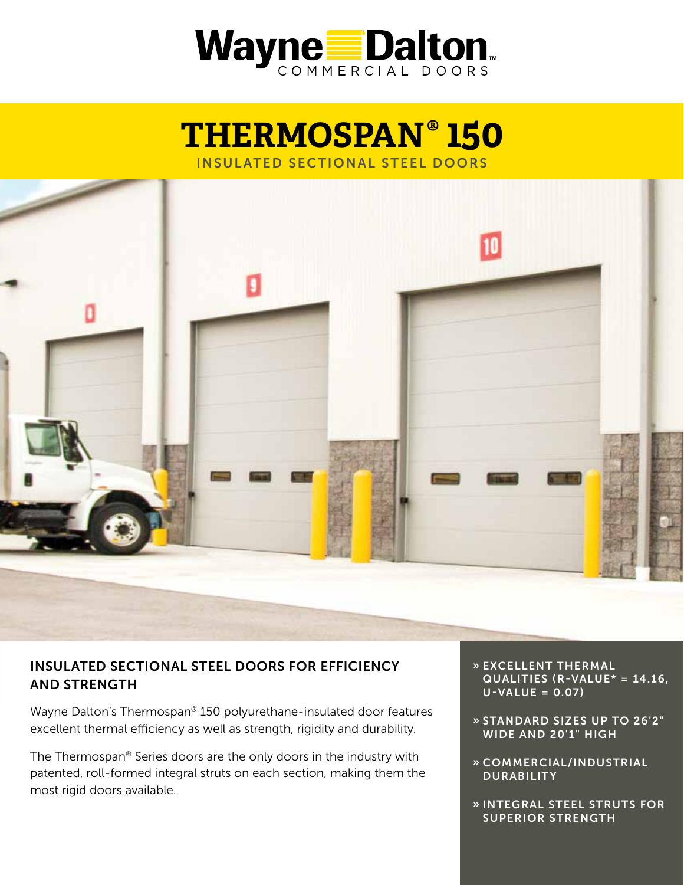# Wayne Dalton

COMMERCIAL DOORS

# THERMOSPAN® 150

INSULATED SECTIONAL STEEL DOORS

## INSULATED SECTIONAL STEEL DOORS FOR EFFICIENCY AND STRENGTH

Wayne Dalton's Thermospan® 150 polyurethane-insulated door features excellent thermal efficiency as well as strength, rigidity and durability.

The Thermospan® Series doors are the only doors in the industry with patented, roll-formed integral struts on each section, making them the most rigid doors available.

- » EXCELLENT THERMAL QUALITIES (R-VALUE* = 14.16, U-VALUE = 0.07)
- » STANDARD SIZES UP TO 26'2" WIDE AND 20'1" HIGH
- » COMMERCIAL/INDUSTRIAL DURABILITY
- » INTEGRAL STEEL STRUTS FOR SUPERIOR STRENGTH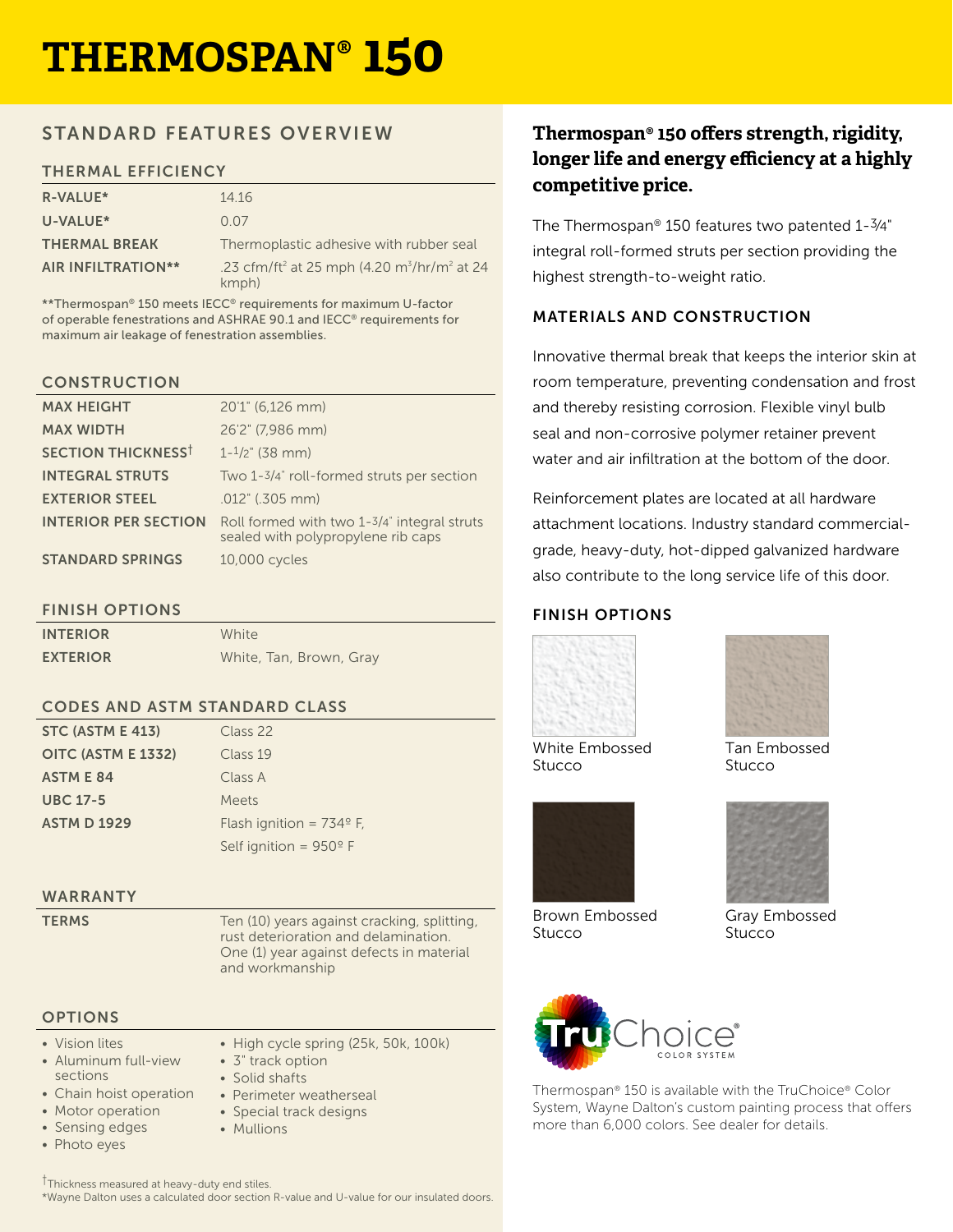# THERMOSPAN® 150

## STANDARD FEATURES OVERVIEW

### THERMAL EFFICIENCY

| | |
|---|---|
| R-VALUE* | 14.16 |
| U-VALUE* | 0.07 |
| THERMAL BREAK | Thermoplastic adhesive with rubber seal |
| AIR INFILTRATION** | .23 cfm/ft² at 25 mph (4.20 m³/hr/m² at 24 kmph) |

**Thermospan® 150 meets IECC® requirements for maximum U-factor of operable fenestrations and ASHRAE 90.1 and IECC® requirements for maximum air leakage of fenestration assemblies.

### CONSTRUCTION

| | |
|---|---|
| MAX HEIGHT | 20'1" (6,126 mm) |
| MAX WIDTH | 26'2" (7,986 mm) |
| SECTION THICKNESS† | 1-1/2" (38 mm) |
| INTEGRAL STRUTS | Two 1-3/4" roll-formed struts per section |
| EXTERIOR STEEL | .012" (.305 mm) |
| INTERIOR PER SECTION | Roll formed with two 1-3/4" integral struts sealed with polypropylene rib caps |
| STANDARD SPRINGS | 10,000 cycles |

### FINISH OPTIONS

| | |
|---|---|
| INTERIOR | White |
| EXTERIOR | White, Tan, Brown, Gray |

### CODES AND ASTM STANDARD CLASS

| | |
|---|---|
| STC (ASTM E 413) | Class 22 |
| OITC (ASTM E 1332) | Class 19 |
| ASTM E 84 | Class A |
| UBC 17-5 | Meets |
| ASTM D 1929 | Flash ignition = 734º F, |
| | Self ignition = 950º F |

### WARRANTY

| | |
|---|---|
| TERMS | Ten (10) years against cracking, splitting, rust deterioration and delamination. One (1) year against defects in material and workmanship |

### OPTIONS

- Vision lites
- Aluminum full-view sections
- Chain hoist operation
- Motor operation
- Sensing edges
- Photo eyes
- High cycle spring (25k, 50k, 100k)
- 3" track option
- Solid shafts
- Perimeter weatherseal
- Special track designs
- Mullions

†Thickness measured at heavy-duty end stiles.
*Wayne Dalton uses a calculated door section R-value and U-value for our insulated doors.

**Thermospan® 150 offers strength, rigidity, longer life and energy efficiency at a highly competitive price.**

The Thermospan® 150 features two patented 1-3/4" integral roll-formed struts per section providing the highest strength-to-weight ratio.

### MATERIALS AND CONSTRUCTION

Innovative thermal break that keeps the interior skin at room temperature, preventing condensation and frost and thereby resisting corrosion. Flexible vinyl bulb seal and non-corrosive polymer retainer prevent water and air infiltration at the bottom of the door.

Reinforcement plates are located at all hardware attachment locations. Industry standard commercial-grade, heavy-duty, hot-dipped galvanized hardware also contribute to the long service life of this door.

### FINISH OPTIONS

White Embossed Stucco

Tan Embossed Stucco

Brown Embossed Stucco

Gray Embossed Stucco

TruChoice® COLOR SYSTEM

Thermospan® 150 is available with the TruChoice® Color System, Wayne Dalton's custom painting process that offers more than 6,000 colors. See dealer for details.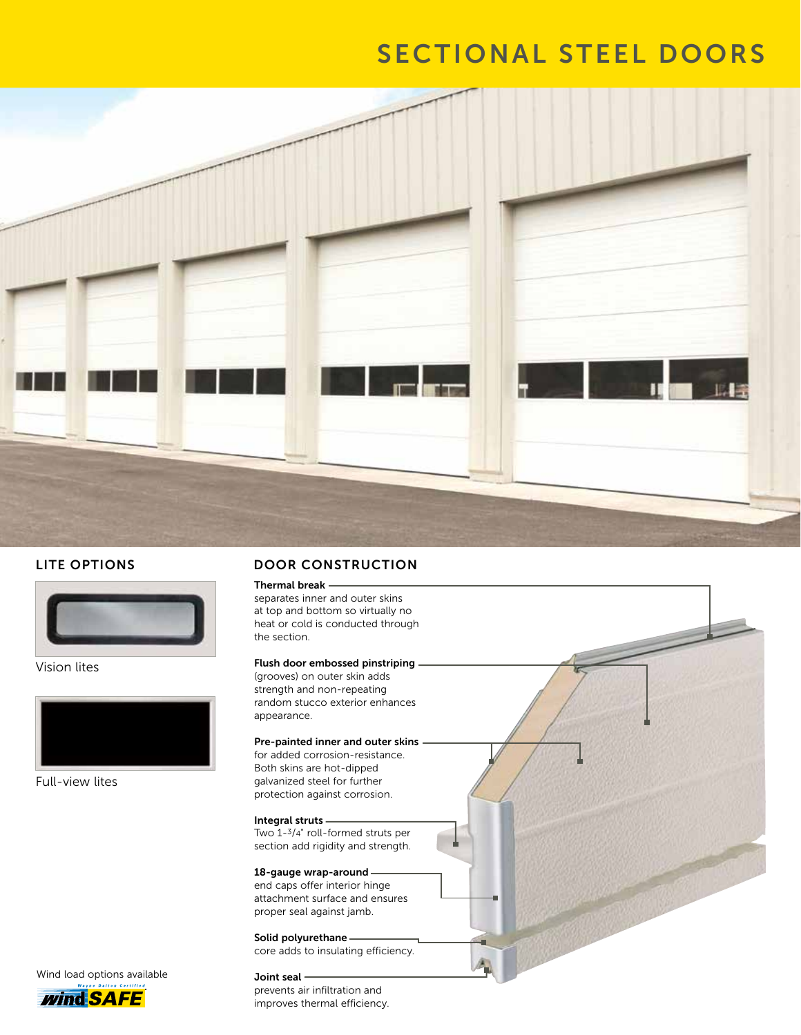# SECTIONAL STEEL DOORS

## LITE OPTIONS

Vision lites

Full-view lites

Wind load options available

## DOOR CONSTRUCTION

**Thermal break**
separates inner and outer skins at top and bottom so virtually no heat or cold is conducted through the section.

**Flush door embossed pinstriping**
(grooves) on outer skin adds strength and non-repeating random stucco exterior enhances appearance.

**Pre-painted inner and outer skins**
for added corrosion-resistance. Both skins are hot-dipped galvanized steel for further protection against corrosion.

**Integral struts**
Two 1-3/4" roll-formed struts per section add rigidity and strength.

**18-gauge wrap-around**
end caps offer interior hinge attachment surface and ensures proper seal against jamb.

**Solid polyurethane**
core adds to insulating efficiency.

**Joint seal**
prevents air infiltration and improves thermal efficiency.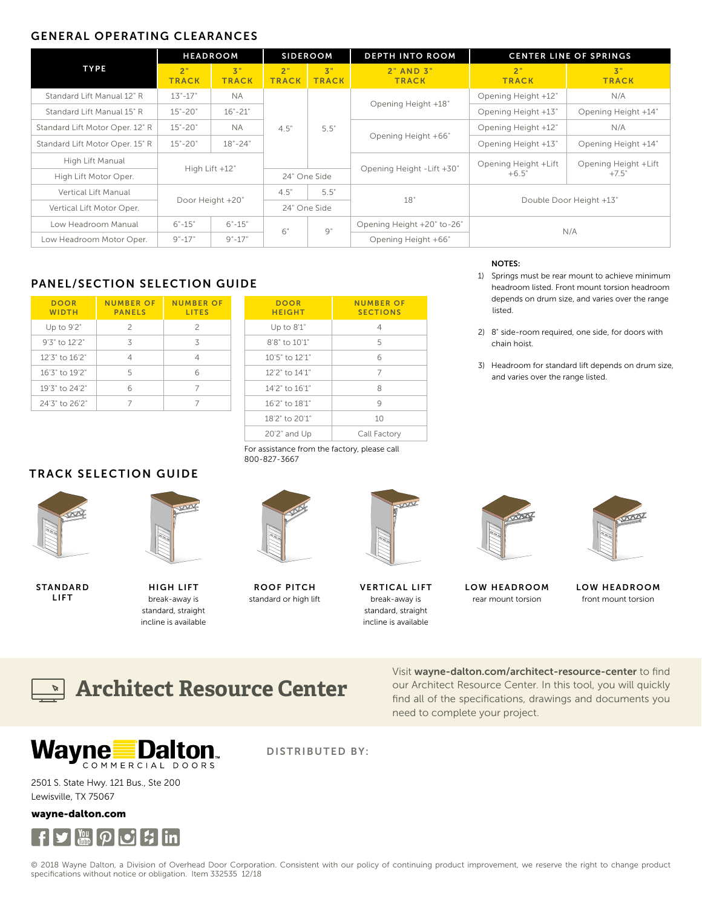## GENERAL OPERATING CLEARANCES

| TYPE | HEADROOM | | SIDEROOM | | DEPTH INTO ROOM | CENTER LINE OF SPRINGS | |
|---|---|---|---|---|---|---|---|
| | 2" TRACK | 3" TRACK | 2" TRACK | 3" TRACK | 2" AND 3" TRACK | 2" TRACK | 3" TRACK |
| Standard Lift Manual 12" R | 13"-17" | NA | 4.5" | 5.5" | Opening Height +18" | Opening Height +12" | N/A |
| Standard Lift Manual 15" R | 15"-20" | 16"-21" | 4.5" | 5.5" | Opening Height +18" | Opening Height +13" | Opening Height +14" |
| Standard Lift Motor Oper. 12" R | 15"-20" | NA | 4.5" | 5.5" | Opening Height +66" | Opening Height +12" | N/A |
| Standard Lift Motor Oper. 15" R | 15"-20" | 18"-24" | 4.5" | 5.5" | Opening Height +66" | Opening Height +13" | Opening Height +14" |
| High Lift Manual | High Lift +12" | | 4.5" | 5.5" | Opening Height -Lift +30" | Opening Height +Lift +6.5" | Opening Height +Lift +7.5" |
| High Lift Motor Oper. | High Lift +12" | | 24" One Side | | Opening Height -Lift +30" | Opening Height +Lift +6.5" | Opening Height +Lift +7.5" |
| Vertical Lift Manual | Door Height +20" | | 4.5" | 5.5" | 18" | Double Door Height +13" | |
| Vertical Lift Motor Oper. | Door Height +20" | | 24" One Side | | 18" | Double Door Height +13" | |
| Low Headroom Manual | 6"-15" | 6"-15" | 6" | 9" | Opening Height +20" to-26" | N/A | |
| Low Headroom Motor Oper. | 9"-17" | 9"-17" | 6" | 9" | Opening Height +66" | N/A | |

## PANEL/SECTION SELECTION GUIDE

| DOOR WIDTH | NUMBER OF PANELS | NUMBER OF LITES |
|---|---|---|
| Up to 9'2" | 2 | 2 |
| 9'3" to 12'2" | 3 | 3 |
| 12'3" to 16'2" | 4 | 4 |
| 16'3" to 19'2" | 5 | 6 |
| 19'3" to 24'2" | 6 | 7 |
| 24'3" to 26'2" | 7 | 7 |

| DOOR HEIGHT | NUMBER OF SECTIONS |
|---|---|
| Up to 8'1" | 4 |
| 8'8" to 10'1" | 5 |
| 10'5" to 12'1" | 6 |
| 12'2" to 14'1" | 7 |
| 14'2" to 16'1" | 8 |
| 16'2" to 18'1" | 9 |
| 18'2" to 20'1" | 10 |
| 20'2" and Up | Call Factory |

For assistance from the factory, please call 800-827-3667

**NOTES:**

1) Springs must be rear mount to achieve minimum headroom listed. Front mount torsion headroom depends on drum size, and varies over the range listed.
2) 8" side-room required, one side, for doors with chain hoist.
3) Headroom for standard lift depends on drum size, and varies over the range listed.

## TRACK SELECTION GUIDE

**STANDARD LIFT**

**HIGH LIFT**
break-away is standard, straight incline is available

**ROOF PITCH**
standard or high lift

**VERTICAL LIFT**
break-away is standard, straight incline is available

**LOW HEADROOM**
rear mount torsion

**LOW HEADROOM**
front mount torsion

# Architect Resource Center

Visit **wayne-dalton.com/architect-resource-center** to find our Architect Resource Center. In this tool, you will quickly find all of the specifications, drawings and documents you need to complete your project.

Wayne Dalton COMMERCIAL DOORS

2501 S. State Hwy. 121 Bus., Ste 200
Lewisville, TX 75067

**wayne-dalton.com**

DISTRIBUTED BY:

© 2018 Wayne Dalton, a Division of Overhead Door Corporation. Consistent with our policy of continuing product improvement, we reserve the right to change product specifications without notice or obligation. Item 332535 12/18